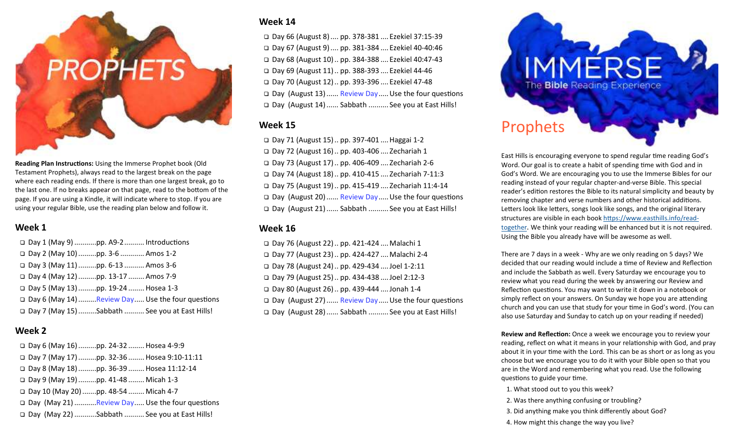# PROPHETS

**Reading Plan Instructions:** Using the Immerse Prophet book (Old Testament Prophets), always read to the largest break on the page where each reading ends. If there is more than one largest break, go to the last one. If no breaks appear on that page, read to the bottom of the page. If you are using a Kindle, it will indicate where to stop. If you are using your regular Bible, use the reading plan below and follow it.

## Week 1

- ❑ Day 1 (May 9) ...........pp. A9-2.......... Introductions
- ❑ Day 2 (May 10) .........pp. 3-6 ............ Amos 1-2
- ❑ Day 3 (May 11) .........pp. 6-13 .......... Amos 3-6
- ❑ Day 4 (May 12) .........pp. 13-17 ........ Amos 7-9
- ❑ Day 5 (May 13) .........pp. 19-24 ........ Hosea 1-3
- ❑ Day 6 (May 14) .........Review Day..... Use the four questions
- ❑ Day 7 (May 15) .........Sabbath .......... See you at East Hills!

## Week 2

- ❑ Day 6 (May 16) .........pp. 24-32 ........ Hosea 4-9:9
- ❑ Day 7 (May 17) .........pp. 32-36 ........ Hosea 9:10-11:11
- ❑ Day 8 (May 18) .........pp. 36-39 ........ Hosea 11:12-14
- ❑ Day 9 (May 19) .........pp. 41-48 ........ Micah 1-3
- ❑ Day 10 (May 20) .......pp. 48-54 ........ Micah 4-7
- ❑ Day (May 21) ...........Review Day..... Use the four questions
- ❑ Day (May 22) ...........Sabbath .......... See you at East Hills!

## Week 14

- ❑ Day 66 (August 8) .... pp. 378-381 .... Ezekiel 37:15-39
- ❑ Day 67 (August 9) .... pp. 381-384 .... Ezekiel 40-40:46
- ❑ Day 68 (August 10) .. pp. 384-388 .... Ezekiel 40:47-43
- ❑ Day 69 (August 11) .. pp. 388-393 .... Ezekiel 44-46
- ❑ Day 70 (August 12) .. pp. 393-396 .... Ezekiel 47-48
- ❑ Day (August 13) ...... Review Day..... Use the four questions
- ❑ Day (August 14) ...... Sabbath .......... See you at East Hills!

## Week 15

- ❑ Day 71 (August 15) .. pp. 397-401 .... Haggai 1-2
- ❑ Day 72 (August 16) .. pp. 403-406 .... Zechariah 1
- ❑ Day 73 (August 17) .. pp. 406-409 .... Zechariah 2-6
- ❑ Day 74 (August 18) .. pp. 410-415 .... Zechariah 7-11:3
- ❑ Day 75 (August 19) .. pp. 415-419 .... Zechariah 11:4-14
- ❑ Day (August 20) ...... Review Day..... Use the four questions
- ❑ Day (August 21) ...... Sabbath .......... See you at East Hills!

## Week 16

- ❑ Day 76 (August 22) .. pp. 421-424 .... Malachi 1
- ❑ Day 77 (August 23) .. pp. 424-427 .... Malachi 2-4
- ❑ Day 78 (August 24) .. pp. 429-434 .... Joel 1-2:11
- ❑ Day 79 (August 25) .. pp. 434-438 .... Joel 2:12-3
- ❑ Day 80 (August 26) .. pp. 439-444 .... Jonah 1-4
- ❑ Day (August 27) ...... Review Day..... Use the four questions
- ❑ Day (August 28) ...... Sabbath .......... See you at East Hills!

# IMMERSE
The **Bible** Reading Experience

## Prophets

East Hills is encouraging everyone to spend regular time reading God's Word. Our goal is to create a habit of spending time with God and in God's Word. We are encouraging you to use the Immerse Bibles for our reading instead of your regular chapter-and-verse Bible. This special reader's edition restores the Bible to its natural simplicity and beauty by removing chapter and verse numbers and other historical additions. Letters look like letters, songs look like songs, and the original literary structures are visible in each book https://www.easthills.info/read-together. We think your reading will be enhanced but it is not required. Using the Bible you already have will be awesome as well.

There are 7 days in a week - Why are we only reading on 5 days? We decided that our reading would include a time of Review and Reflection and include the Sabbath as well. Every Saturday we encourage you to review what you read during the week by answering our Review and Reflection questions. You may want to write it down in a notebook or simply reflect on your answers. On Sunday we hope you are attending church and you can use that study for your time in God's word. (You can also use Saturday and Sunday to catch up on your reading if needed)

**Review and Reflection:** Once a week we encourage you to review your reading, reflect on what it means in your relationship with God, and pray about it in your time with the Lord. This can be as short or as long as you choose but we encourage you to do it with your Bible open so that you are in the Word and remembering what you read. Use the following questions to guide your time.

1. What stood out to you this week?
2. Was there anything confusing or troubling?
3. Did anything make you think differently about God?
4. How might this change the way you live?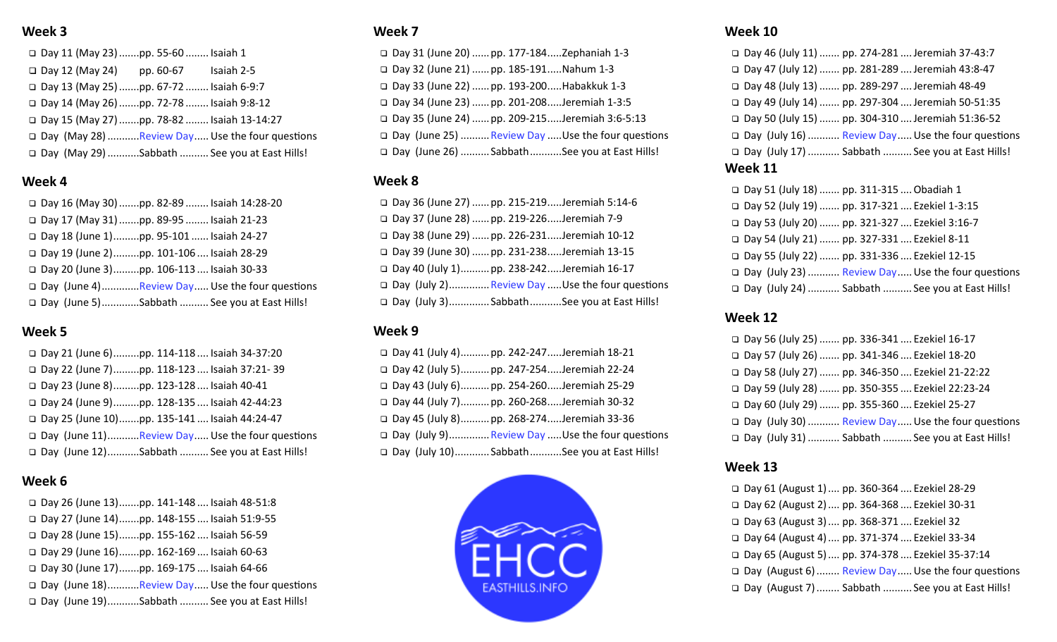## Week 3

- ❑ Day 11 (May 23) .......pp. 55-60 ........ Isaiah 1
- ❑ Day 12 (May 24) pp. 60-67 Isaiah 2-5
- ❑ Day 13 (May 25) .......pp. 67-72 ........ Isaiah 6-9:7
- ❑ Day 14 (May 26) .......pp. 72-78 ........ Isaiah 9:8-12
- ❑ Day 15 (May 27) .......pp. 78-82 ........ Isaiah 13-14:27
- ❑ Day (May 28) ...........Review Day..... Use the four questions
- ❑ Day (May 29) ...........Sabbath .......... See you at East Hills!

## Week 4

- ❑ Day 16 (May 30) .......pp. 82-89 ........ Isaiah 14:28-20
- ❑ Day 17 (May 31) .......pp. 89-95 ........ Isaiah 21-23
- ❑ Day 18 (June 1) .........pp. 95-101 ...... Isaiah 24-27
- ❑ Day 19 (June 2) .........pp. 101-106 .... Isaiah 28-29
- ❑ Day 20 (June 3) .........pp. 106-113 .... Isaiah 30-33
- ❑ Day (June 4) .............Review Day..... Use the four questions
- ❑ Day (June 5) .............Sabbath .......... See you at East Hills!

## Week 5

- ❑ Day 21 (June 6) .........pp. 114-118 .... Isaiah 34-37:20
- ❑ Day 22 (June 7) .........pp. 118-123 .... Isaiah 37:21- 39
- ❑ Day 23 (June 8) .........pp. 123-128 .... Isaiah 40-41
- ❑ Day 24 (June 9) .........pp. 128-135 .... Isaiah 42-44:23
- ❑ Day 25 (June 10) .......pp. 135-141 .... Isaiah 44:24-47
- ❑ Day (June 11) ...........Review Day..... Use the four questions
- ❑ Day (June 12) ...........Sabbath .......... See you at East Hills!

## Week 6

- ❑ Day 26 (June 13) .......pp. 141-148 .... Isaiah 48-51:8
- ❑ Day 27 (June 14) .......pp. 148-155 .... Isaiah 51:9-55
- ❑ Day 28 (June 15) .......pp. 155-162 .... Isaiah 56-59
- ❑ Day 29 (June 16) .......pp. 162-169 .... Isaiah 60-63
- ❑ Day 30 (June 17) .......pp. 169-175 .... Isaiah 64-66
- ❑ Day (June 18) ...........Review Day..... Use the four questions
- ❑ Day (June 19) ...........Sabbath .......... See you at East Hills!

## Week 7

- ❑ Day 31 (June 20) ...... pp. 177-184.....Zephaniah 1-3
- ❑ Day 32 (June 21) ...... pp. 185-191.....Nahum 1-3
- ❑ Day 33 (June 22) ...... pp. 193-200.....Habakkuk 1-3
- ❑ Day 34 (June 23) ...... pp. 201-208.....Jeremiah 1-3:5
- ❑ Day 35 (June 24) ...... pp. 209-215.....Jeremiah 3:6-5:13
- ❑ Day (June 25) .......... Review Day .....Use the four questions
- ❑ Day (June 26) .......... Sabbath...........See you at East Hills!

## Week 8

- ❑ Day 36 (June 27) ...... pp. 215-219.....Jeremiah 5:14-6
- ❑ Day 37 (June 28) ...... pp. 219-226.....Jeremiah 7-9
- ❑ Day 38 (June 29) ...... pp. 226-231.....Jeremiah 10-12
- ❑ Day 39 (June 30) ...... pp. 231-238.....Jeremiah 13-15
- ❑ Day 40 (July 1).......... pp. 238-242.....Jeremiah 16-17
- ❑ Day (July 2).............. Review Day .....Use the four questions
- ❑ Day (July 3).............. Sabbath...........See you at East Hills!

## Week 9

- ❑ Day 41 (July 4).......... pp. 242-247.....Jeremiah 18-21
- ❑ Day 42 (July 5).......... pp. 247-254.....Jeremiah 22-24
- ❑ Day 43 (July 6).......... pp. 254-260.....Jeremiah 25-29
- ❑ Day 44 (July 7).......... pp. 260-268.....Jeremiah 30-32
- ❑ Day 45 (July 8).......... pp. 268-274.....Jeremiah 33-36
- ❑ Day (July 9).............. Review Day .....Use the four questions
- ❑ Day (July 10)............ Sabbath...........See you at East Hills!

## Week 10

- ❑ Day 46 (July 11) ....... pp. 274-281 .... Jeremiah 37-43:7
- ❑ Day 47 (July 12) ....... pp. 281-289 .... Jeremiah 43:8-47
- ❑ Day 48 (July 13) ....... pp. 289-297 .... Jeremiah 48-49
- ❑ Day 49 (July 14) ....... pp. 297-304 .... Jeremiah 50-51:35
- ❑ Day 50 (July 15) ....... pp. 304-310 .... Jeremiah 51:36-52
- ❑ Day (July 16) ........... Review Day..... Use the four questions
- ❑ Day (July 17) ........... Sabbath .......... See you at East Hills!

## Week 11

- ❑ Day 51 (July 18) ....... pp. 311-315 .... Obadiah 1
- ❑ Day 52 (July 19) ....... pp. 317-321 .... Ezekiel 1-3:15
- ❑ Day 53 (July 20) ....... pp. 321-327 .... Ezekiel 3:16-7
- ❑ Day 54 (July 21) ....... pp. 327-331 .... Ezekiel 8-11
- ❑ Day 55 (July 22) ....... pp. 331-336 .... Ezekiel 12-15
- ❑ Day (July 23) ........... Review Day..... Use the four questions
- ❑ Day (July 24) ........... Sabbath .......... See you at East Hills!

## Week 12

- ❑ Day 56 (July 25) ....... pp. 336-341 .... Ezekiel 16-17
- ❑ Day 57 (July 26) ....... pp. 341-346 .... Ezekiel 18-20
- ❑ Day 58 (July 27) ....... pp. 346-350 .... Ezekiel 21-22:22
- ❑ Day 59 (July 28) ....... pp. 350-355 .... Ezekiel 22:23-24
- ❑ Day 60 (July 29) ....... pp. 355-360 .... Ezekiel 25-27
- ❑ Day (July 30) ........... Review Day..... Use the four questions
- ❑ Day (July 31) ........... Sabbath .......... See you at East Hills!

## Week 13

- ❑ Day 61 (August 1) .... pp. 360-364 .... Ezekiel 28-29
- ❑ Day 62 (August 2) .... pp. 364-368 .... Ezekiel 30-31
- ❑ Day 63 (August 3) .... pp. 368-371 .... Ezekiel 32
- ❑ Day 64 (August 4) .... pp. 371-374 .... Ezekiel 33-34
- ❑ Day 65 (August 5) .... pp. 374-378 .... Ezekiel 35-37:14
- ❑ Day (August 6) ........ Review Day..... Use the four questions
- ❑ Day (August 7) ........ Sabbath .......... See you at East Hills!

EHCC
EASTHILLS.INFO